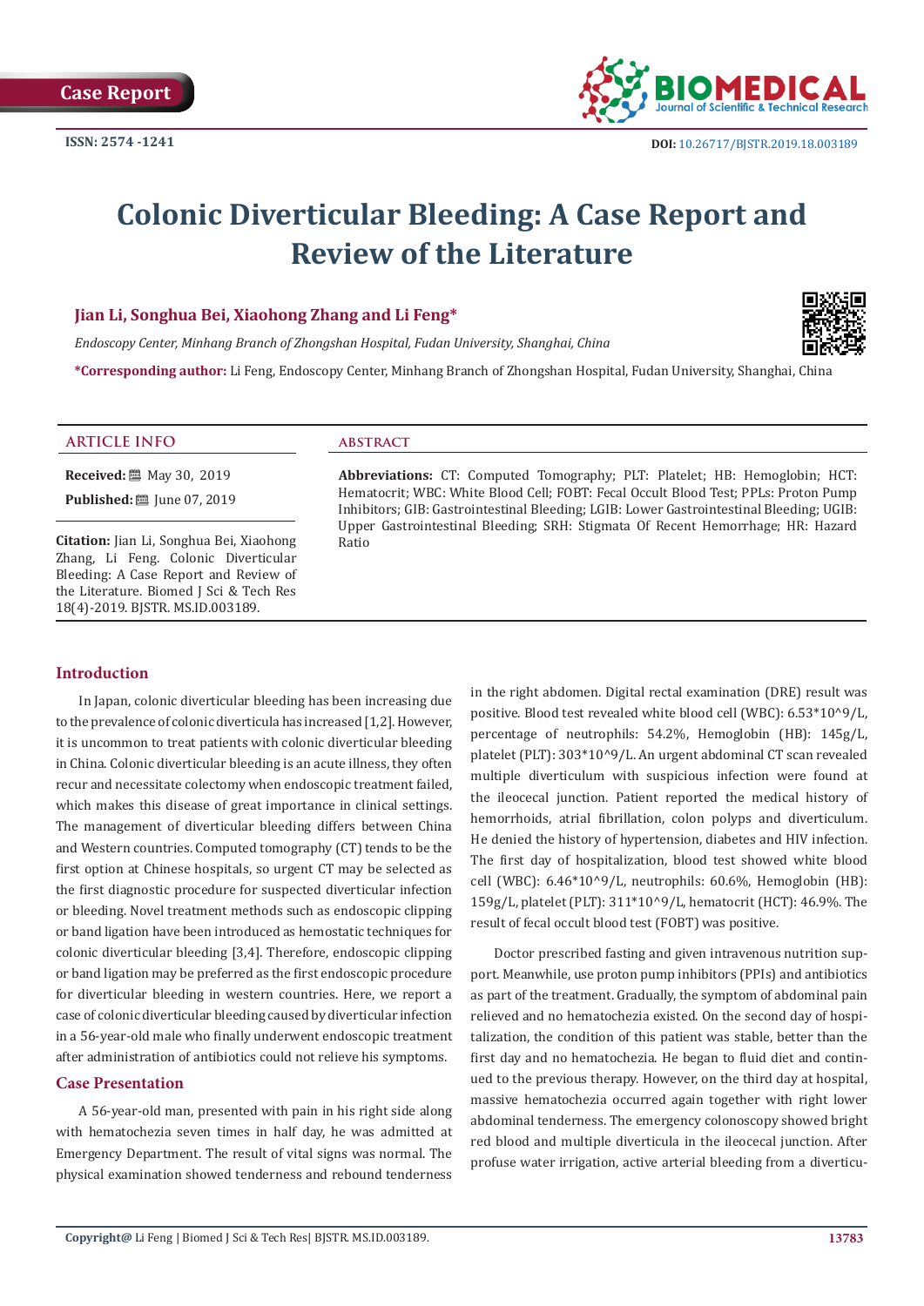Case Report

ISSN: 2574 -1241

DOI: 10.26717/BJSTR.2019.18.003189

# Colonic Diverticular Bleeding: A Case Report and Review of the Literature

**Jian Li, Songhua Bei, Xiaohong Zhang and Li Feng***

*Endoscopy Center, Minhang Branch of Zhongshan Hospital, Fudan University, Shanghai, China*

***Corresponding author:** Li Feng, Endoscopy Center, Minhang Branch of Zhongshan Hospital, Fudan University, Shanghai, China

## ARTICLE INFO

**Received:** May 30, 2019

**Published:** June 07, 2019

**Citation:** Jian Li, Songhua Bei, Xiaohong Zhang, Li Feng. Colonic Diverticular Bleeding: A Case Report and Review of the Literature. Biomed J Sci & Tech Res 18(4)-2019. BJSTR. MS.ID.003189.

## ABSTRACT

**Abbreviations:** CT: Computed Tomography; PLT: Platelet; HB: Hemoglobin; HCT: Hematocrit; WBC: White Blood Cell; FOBT: Fecal Occult Blood Test; PPLs: Proton Pump Inhibitors; GIB: Gastrointestinal Bleeding; LGIB: Lower Gastrointestinal Bleeding; UGIB: Upper Gastrointestinal Bleeding; SRH: Stigmata Of Recent Hemorrhage; HR: Hazard Ratio

## Introduction

In Japan, colonic diverticular bleeding has been increasing due to the prevalence of colonic diverticula has increased [1,2]. However, it is uncommon to treat patients with colonic diverticular bleeding in China. Colonic diverticular bleeding is an acute illness, they often recur and necessitate colectomy when endoscopic treatment failed, which makes this disease of great importance in clinical settings. The management of diverticular bleeding differs between China and Western countries. Computed tomography (CT) tends to be the first option at Chinese hospitals, so urgent CT may be selected as the first diagnostic procedure for suspected diverticular infection or bleeding. Novel treatment methods such as endoscopic clipping or band ligation have been introduced as hemostatic techniques for colonic diverticular bleeding [3,4]. Therefore, endoscopic clipping or band ligation may be preferred as the first endoscopic procedure for diverticular bleeding in western countries. Here, we report a case of colonic diverticular bleeding caused by diverticular infection in a 56-year-old male who finally underwent endoscopic treatment after administration of antibiotics could not relieve his symptoms.

## Case Presentation

A 56-year-old man, presented with pain in his right side along with hematochezia seven times in half day, he was admitted at Emergency Department. The result of vital signs was normal. The physical examination showed tenderness and rebound tenderness in the right abdomen. Digital rectal examination (DRE) result was positive. Blood test revealed white blood cell (WBC): 6.53*10^9/L, percentage of neutrophils: 54.2%, Hemoglobin (HB): 145g/L, platelet (PLT): 303*10^9/L. An urgent abdominal CT scan revealed multiple diverticulum with suspicious infection were found at the ileocecal junction. Patient reported the medical history of hemorrhoids, atrial fibrillation, colon polyps and diverticulum. He denied the history of hypertension, diabetes and HIV infection. The first day of hospitalization, blood test showed white blood cell (WBC): 6.46*10^9/L, neutrophils: 60.6%, Hemoglobin (HB): 159g/L, platelet (PLT): 311*10^9/L, hematocrit (HCT): 46.9%. The result of fecal occult blood test (FOBT) was positive.

Doctor prescribed fasting and given intravenous nutrition support. Meanwhile, use proton pump inhibitors (PPIs) and antibiotics as part of the treatment. Gradually, the symptom of abdominal pain relieved and no hematochezia existed. On the second day of hospitalization, the condition of this patient was stable, better than the first day and no hematochezia. He began to fluid diet and continued to the previous therapy. However, on the third day at hospital, massive hematochezia occurred again together with right lower abdominal tenderness. The emergency colonoscopy showed bright red blood and multiple diverticula in the ileocecal junction. After profuse water irrigation, active arterial bleeding from a diverticu-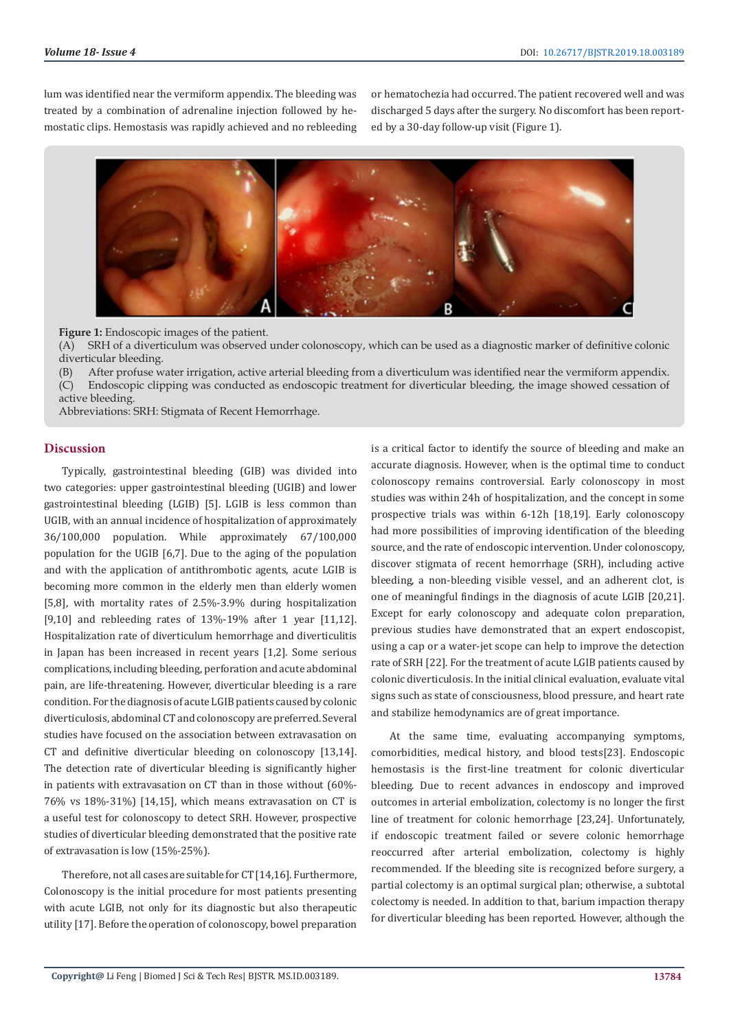lum was identified near the vermiform appendix. The bleeding was treated by a combination of adrenaline injection followed by hemostatic clips. Hemostasis was rapidly achieved and no rebleeding or hematochezia had occurred. The patient recovered well and was discharged 5 days after the surgery. No discomfort has been reported by a 30-day follow-up visit (Figure 1).

**Figure 1:** Endoscopic images of the patient.
(A) SRH of a diverticulum was observed under colonoscopy, which can be used as a diagnostic marker of definitive colonic diverticular bleeding.
(B) After profuse water irrigation, active arterial bleeding from a diverticulum was identified near the vermiform appendix.
(C) Endoscopic clipping was conducted as endoscopic treatment for diverticular bleeding, the image showed cessation of active bleeding.
Abbreviations: SRH: Stigmata of Recent Hemorrhage.

## Discussion

Typically, gastrointestinal bleeding (GIB) was divided into two categories: upper gastrointestinal bleeding (UGIB) and lower gastrointestinal bleeding (LGIB) [5]. LGIB is less common than UGIB, with an annual incidence of hospitalization of approximately 36/100,000 population. While approximately 67/100,000 population for the UGIB [6,7]. Due to the aging of the population and with the application of antithrombotic agents, acute LGIB is becoming more common in the elderly men than elderly women [5,8], with mortality rates of 2.5%-3.9% during hospitalization [9,10] and rebleeding rates of 13%-19% after 1 year [11,12]. Hospitalization rate of diverticulum hemorrhage and diverticulitis in Japan has been increased in recent years [1,2]. Some serious complications, including bleeding, perforation and acute abdominal pain, are life-threatening. However, diverticular bleeding is a rare condition. For the diagnosis of acute LGIB patients caused by colonic diverticulosis, abdominal CT and colonoscopy are preferred. Several studies have focused on the association between extravasation on CT and definitive diverticular bleeding on colonoscopy [13,14]. The detection rate of diverticular bleeding is significantly higher in patients with extravasation on CT than in those without (60%-76% vs 18%-31%) [14,15], which means extravasation on CT is a useful test for colonoscopy to detect SRH. However, prospective studies of diverticular bleeding demonstrated that the positive rate of extravasation is low (15%-25%).

Therefore, not all cases are suitable for CT [14,16]. Furthermore, Colonoscopy is the initial procedure for most patients presenting with acute LGIB, not only for its diagnostic but also therapeutic utility [17]. Before the operation of colonoscopy, bowel preparation is a critical factor to identify the source of bleeding and make an accurate diagnosis. However, when is the optimal time to conduct colonoscopy remains controversial. Early colonoscopy in most studies was within 24h of hospitalization, and the concept in some prospective trials was within 6-12h [18,19]. Early colonoscopy had more possibilities of improving identification of the bleeding source, and the rate of endoscopic intervention. Under colonoscopy, discover stigmata of recent hemorrhage (SRH), including active bleeding, a non-bleeding visible vessel, and an adherent clot, is one of meaningful findings in the diagnosis of acute LGIB [20,21]. Except for early colonoscopy and adequate colon preparation, previous studies have demonstrated that an expert endoscopist, using a cap or a water-jet scope can help to improve the detection rate of SRH [22]. For the treatment of acute LGIB patients caused by colonic diverticulosis. In the initial clinical evaluation, evaluate vital signs such as state of consciousness, blood pressure, and heart rate and stabilize hemodynamics are of great importance.

At the same time, evaluating accompanying symptoms, comorbidities, medical history, and blood tests[23]. Endoscopic hemostasis is the first-line treatment for colonic diverticular bleeding. Due to recent advances in endoscopy and improved outcomes in arterial embolization, colectomy is no longer the first line of treatment for colonic hemorrhage [23,24]. Unfortunately, if endoscopic treatment failed or severe colonic hemorrhage reoccurred after arterial embolization, colectomy is highly recommended. If the bleeding site is recognized before surgery, a partial colectomy is an optimal surgical plan; otherwise, a subtotal colectomy is needed. In addition to that, barium impaction therapy for diverticular bleeding has been reported. However, although the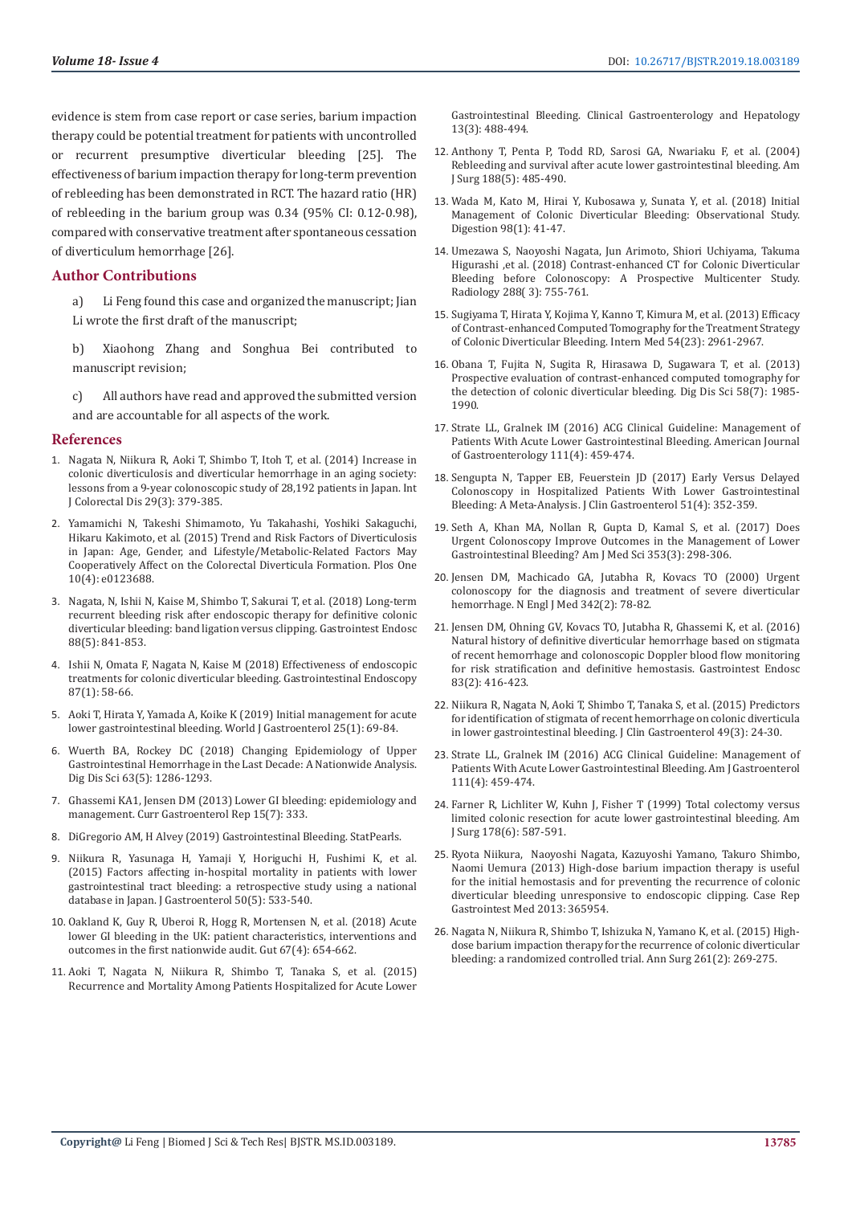evidence is stem from case report or case series, barium impaction therapy could be potential treatment for patients with uncontrolled or recurrent presumptive diverticular bleeding [25]. The effectiveness of barium impaction therapy for long-term prevention of rebleeding has been demonstrated in RCT. The hazard ratio (HR) of rebleeding in the barium group was 0.34 (95% CI: 0.12-0.98), compared with conservative treatment after spontaneous cessation of diverticulum hemorrhage [26].

## Author Contributions

a) Li Feng found this case and organized the manuscript; Jian Li wrote the first draft of the manuscript;

b) Xiaohong Zhang and Songhua Bei contributed to manuscript revision;

c) All authors have read and approved the submitted version and are accountable for all aspects of the work.

## References

1. Nagata N, Niikura R, Aoki T, Shimbo T, Itoh T, et al. (2014) Increase in colonic diverticulosis and diverticular hemorrhage in an aging society: lessons from a 9-year colonoscopic study of 28,192 patients in Japan. Int J Colorectal Dis 29(3): 379-385.
2. Yamamichi N, Takeshi Shimamoto, Yu Takahashi, Yoshiki Sakaguchi, Hikaru Kakimoto, et al. (2015) Trend and Risk Factors of Diverticulosis in Japan: Age, Gender, and Lifestyle/Metabolic-Related Factors May Cooperatively Affect on the Colorectal Diverticula Formation. Plos One 10(4): e0123688.
3. Nagata, N, Ishii N, Kaise M, Shimbo T, Sakurai T, et al. (2018) Long-term recurrent bleeding risk after endoscopic therapy for definitive colonic diverticular bleeding: band ligation versus clipping. Gastrointest Endosc 88(5): 841-853.
4. Ishii N, Omata F, Nagata N, Kaise M (2018) Effectiveness of endoscopic treatments for colonic diverticular bleeding. Gastrointestinal Endoscopy 87(1): 58-66.
5. Aoki T, Hirata Y, Yamada A, Koike K (2019) Initial management for acute lower gastrointestinal bleeding. World J Gastroenterol 25(1): 69-84.
6. Wuerth BA, Rockey DC (2018) Changing Epidemiology of Upper Gastrointestinal Hemorrhage in the Last Decade: A Nationwide Analysis. Dig Dis Sci 63(5): 1286-1293.
7. Ghassemi KA1, Jensen DM (2013) Lower GI bleeding: epidemiology and management. Curr Gastroenterol Rep 15(7): 333.
8. DiGregorio AM, H Alvey (2019) Gastrointestinal Bleeding. StatPearls.
9. Niikura R, Yasunaga H, Yamaji Y, Horiguchi H, Fushimi K, et al. (2015) Factors affecting in-hospital mortality in patients with lower gastrointestinal tract bleeding: a retrospective study using a national database in Japan. J Gastroenterol 50(5): 533-540.
10. Oakland K, Guy R, Uberoi R, Hogg R, Mortensen N, et al. (2018) Acute lower GI bleeding in the UK: patient characteristics, interventions and outcomes in the first nationwide audit. Gut 67(4): 654-662.
11. Aoki T, Nagata N, Niikura R, Shimbo T, Tanaka S, et al. (2015) Recurrence and Mortality Among Patients Hospitalized for Acute Lower Gastrointestinal Bleeding. Clinical Gastroenterology and Hepatology 13(3): 488-494.
12. Anthony T, Penta P, Todd RD, Sarosi GA, Nwariaku F, et al. (2004) Rebleeding and survival after acute lower gastrointestinal bleeding. Am J Surg 188(5): 485-490.
13. Wada M, Kato M, Hirai Y, Kubosawa y, Sunata Y, et al. (2018) Initial Management of Colonic Diverticular Bleeding: Observational Study. Digestion 98(1): 41-47.
14. Umezawa S, Naoyoshi Nagata, Jun Arimoto, Shiori Uchiyama, Takuma Higurashi ,et al. (2018) Contrast-enhanced CT for Colonic Diverticular Bleeding before Colonoscopy: A Prospective Multicenter Study. Radiology 288( 3): 755-761.
15. Sugiyama T, Hirata Y, Kojima Y, Kanno T, Kimura M, et al. (2013) Efficacy of Contrast-enhanced Computed Tomography for the Treatment Strategy of Colonic Diverticular Bleeding. Intern Med 54(23): 2961-2967.
16. Obana T, Fujita N, Sugita R, Hirasawa D, Sugawara T, et al. (2013) Prospective evaluation of contrast-enhanced computed tomography for the detection of colonic diverticular bleeding. Dig Dis Sci 58(7): 1985-1990.
17. Strate LL, Gralnek IM (2016) ACG Clinical Guideline: Management of Patients With Acute Lower Gastrointestinal Bleeding. American Journal of Gastroenterology 111(4): 459-474.
18. Sengupta N, Tapper EB, Feuerstein JD (2017) Early Versus Delayed Colonoscopy in Hospitalized Patients With Lower Gastrointestinal Bleeding: A Meta-Analysis. J Clin Gastroenterol 51(4): 352-359.
19. Seth A, Khan MA, Nollan R, Gupta D, Kamal S, et al. (2017) Does Urgent Colonoscopy Improve Outcomes in the Management of Lower Gastrointestinal Bleeding? Am J Med Sci 353(3): 298-306.
20. Jensen DM, Machicado GA, Jutabha R, Kovacs TO (2000) Urgent colonoscopy for the diagnosis and treatment of severe diverticular hemorrhage. N Engl J Med 342(2): 78-82.
21. Jensen DM, Ohning GV, Kovacs TO, Jutabha R, Ghassemi K, et al. (2016) Natural history of definitive diverticular hemorrhage based on stigmata of recent hemorrhage and colonoscopic Doppler blood flow monitoring for risk stratification and definitive hemostasis. Gastrointest Endosc 83(2): 416-423.
22. Niikura R, Nagata N, Aoki T, Shimbo T, Tanaka S, et al. (2015) Predictors for identification of stigmata of recent hemorrhage on colonic diverticula in lower gastrointestinal bleeding. J Clin Gastroenterol 49(3): 24-30.
23. Strate LL, Gralnek IM (2016) ACG Clinical Guideline: Management of Patients With Acute Lower Gastrointestinal Bleeding. Am J Gastroenterol 111(4): 459-474.
24. Farner R, Lichliter W, Kuhn J, Fisher T (1999) Total colectomy versus limited colonic resection for acute lower gastrointestinal bleeding. Am J Surg 178(6): 587-591.
25. Ryota Niikura, Naoyoshi Nagata, Kazuyoshi Yamano, Takuro Shimbo, Naomi Uemura (2013) High-dose barium impaction therapy is useful for the initial hemostasis and for preventing the recurrence of colonic diverticular bleeding unresponsive to endoscopic clipping. Case Rep Gastrointest Med 2013: 365954.
26. Nagata N, Niikura R, Shimbo T, Ishizuka N, Yamano K, et al. (2015) High-dose barium impaction therapy for the recurrence of colonic diverticular bleeding: a randomized controlled trial. Ann Surg 261(2): 269-275.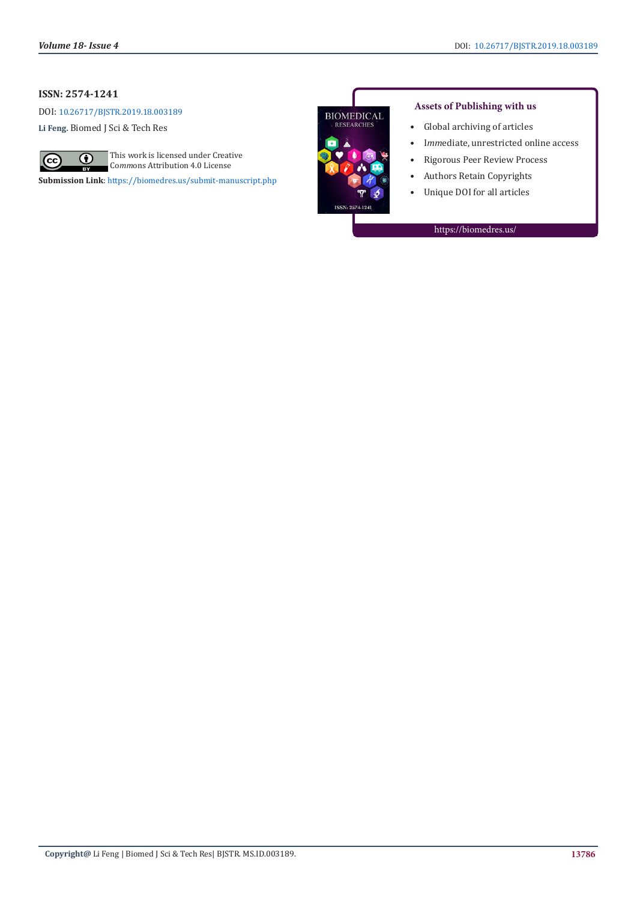**ISSN: 2574-1241**

DOI: 10.26717/BJSTR.2019.18.003189

**Li Feng**. Biomed J Sci & Tech Res

This work is licensed under Creative Commons Attribution 4.0 License

**Submission Link**: https://biomedres.us/submit-manuscript.php

### Assets of Publishing with us

- Global archiving of articles
- Immediate, unrestricted online access
- Rigorous Peer Review Process
- Authors Retain Copyrights
- Unique DOI for all articles

https://biomedres.us/